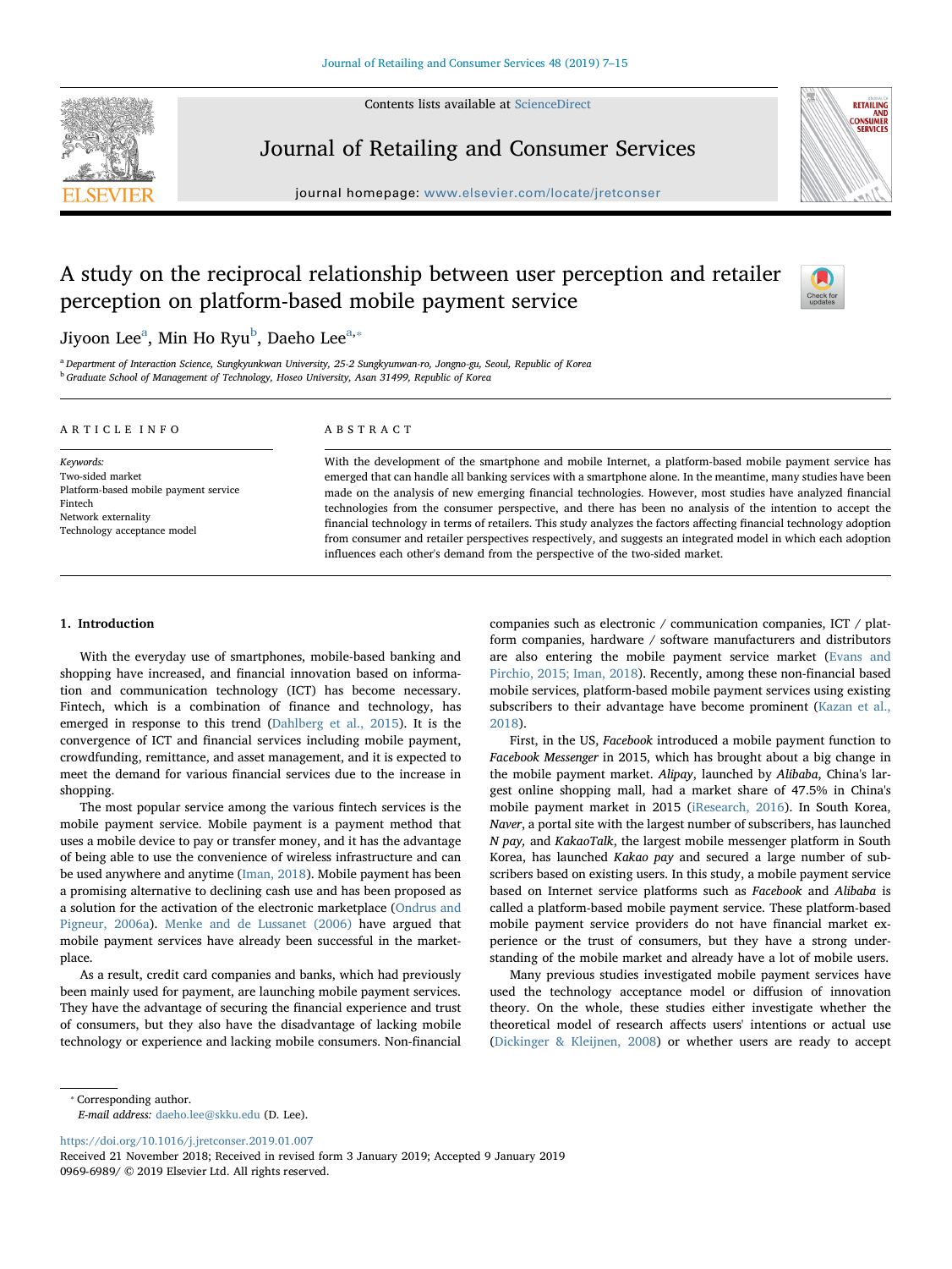# A study on the reciprocal relationship between user perception and retailer perception on platform-based mobile payment service

Jiyoon Lee[a], Min Ho Ryu[b], Daeho Lee[a,*]

[a] Department of Interaction Science, Sungkyunkwan University, 25-2 Sungkyunwan-ro, Jongno-gu, Seoul, Republic of Korea
[b] Graduate School of Management of Technology, Hoseo University, Asan 31499, Republic of Korea

## ARTICLE INFO

*Keywords:*
Two-sided market
Platform-based mobile payment service
Fintech
Network externality
Technology acceptance model

## ABSTRACT

With the development of the smartphone and mobile Internet, a platform-based mobile payment service has emerged that can handle all banking services with a smartphone alone. In the meantime, many studies have been made on the analysis of new emerging financial technologies. However, most studies have analyzed financial technologies from the consumer perspective, and there has been no analysis of the intention to accept the financial technology in terms of retailers. This study analyzes the factors affecting financial technology adoption from consumer and retailer perspectives respectively, and suggests an integrated model in which each adoption influences each other's demand from the perspective of the two-sided market.

## 1. Introduction

With the everyday use of smartphones, mobile-based banking and shopping have increased, and financial innovation based on information and communication technology (ICT) has become necessary. Fintech, which is a combination of finance and technology, has emerged in response to this trend (Dahlberg et al., 2015). It is the convergence of ICT and financial services including mobile payment, crowdfunding, remittance, and asset management, and it is expected to meet the demand for various financial services due to the increase in shopping.

The most popular service among the various fintech services is the mobile payment service. Mobile payment is a payment method that uses a mobile device to pay or transfer money, and it has the advantage of being able to use the convenience of wireless infrastructure and can be used anywhere and anytime (Iman, 2018). Mobile payment has been a promising alternative to declining cash use and has been proposed as a solution for the activation of the electronic marketplace (Ondrus and Pigneur, 2006a). Menke and de Lussanet (2006) have argued that mobile payment services have already been successful in the marketplace.

As a result, credit card companies and banks, which had previously been mainly used for payment, are launching mobile payment services. They have the advantage of securing the financial experience and trust of consumers, but they also have the disadvantage of lacking mobile technology or experience and lacking mobile consumers. Non-financial companies such as electronic / communication companies, ICT / platform companies, hardware / software manufacturers and distributors are also entering the mobile payment service market (Evans and Pirchio, 2015; Iman, 2018). Recently, among these non-financial based mobile services, platform-based mobile payment services using existing subscribers to their advantage have become prominent (Kazan et al., 2018).

First, in the US, *Facebook* introduced a mobile payment function to *Facebook Messenger* in 2015, which has brought about a big change in the mobile payment market. *Alipay*, launched by *Alibaba*, China's largest online shopping mall, had a market share of 47.5% in China's mobile payment market in 2015 (iResearch, 2016). In South Korea, *Naver*, a portal site with the largest number of subscribers, has launched *N pay,* and *KakaoTalk*, the largest mobile messenger platform in South Korea, has launched *Kakao pay* and secured a large number of subscribers based on existing users. In this study, a mobile payment service based on Internet service platforms such as *Facebook* and *Alibaba* is called a platform-based mobile payment service. These platform-based mobile payment service providers do not have financial market experience or the trust of consumers, but they have a strong understanding of the mobile market and already have a lot of mobile users.

Many previous studies investigated mobile payment services have used the technology acceptance model or diffusion of innovation theory. On the whole, these studies either investigate whether the theoretical model of research affects users' intentions or actual use (Dickinger & Kleijnen, 2008) or whether users are ready to accept

---

* Corresponding author.
*E-mail address:* daeho.lee@skku.edu (D. Lee).

https://doi.org/10.1016/j.jretconser.2019.01.007
Received 21 November 2018; Received in revised form 3 January 2019; Accepted 9 January 2019
0969-6989/ © 2019 Elsevier Ltd. All rights reserved.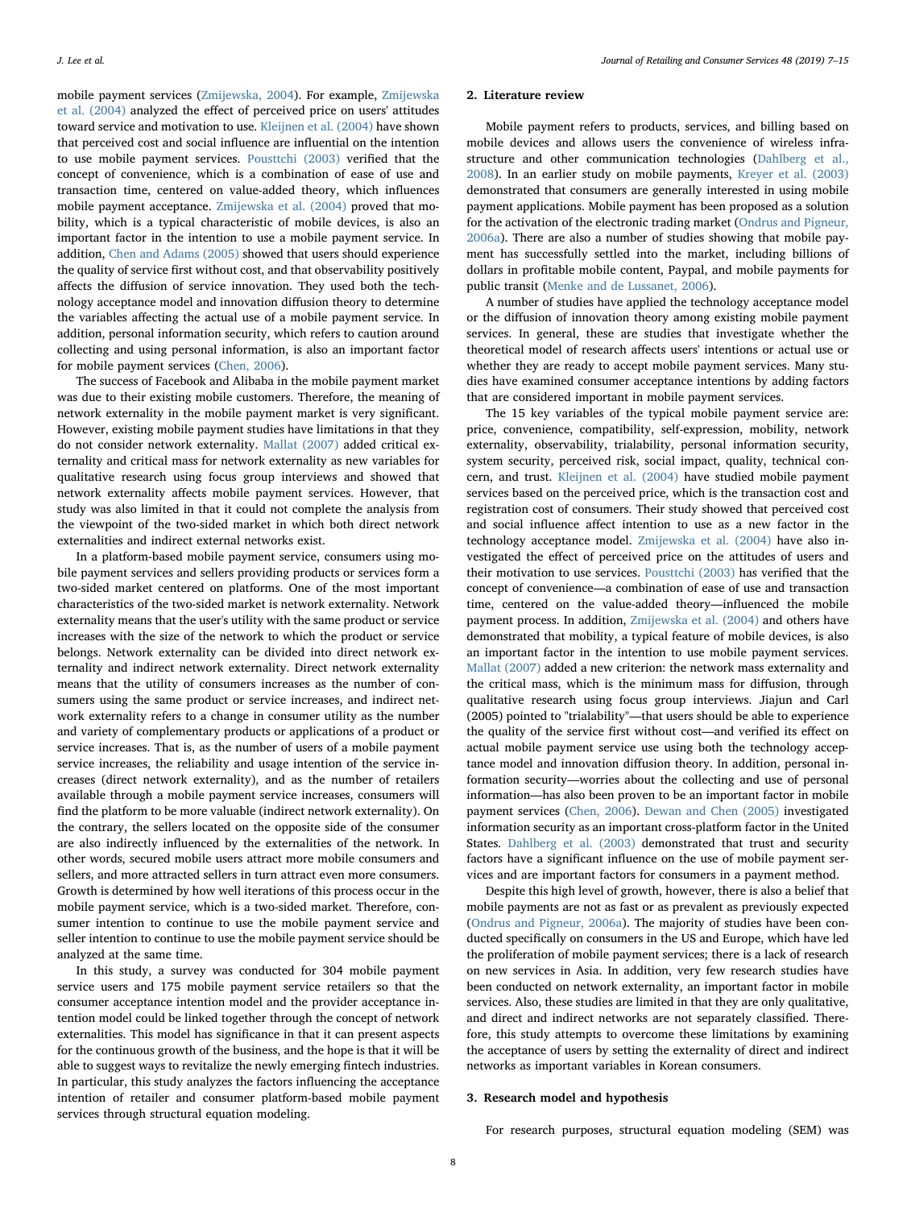mobile payment services (Zmijewska, 2004). For example, Zmijewska et al. (2004) analyzed the effect of perceived price on users' attitudes toward service and motivation to use. Kleijnen et al. (2004) have shown that perceived cost and social influence are influential on the intention to use mobile payment services. Pousttchi (2003) verified that the concept of convenience, which is a combination of ease of use and transaction time, centered on value-added theory, which influences mobile payment acceptance. Zmijewska et al. (2004) proved that mobility, which is a typical characteristic of mobile devices, is also an important factor in the intention to use a mobile payment service. In addition, Chen and Adams (2005) showed that users should experience the quality of service first without cost, and that observability positively affects the diffusion of service innovation. They used both the technology acceptance model and innovation diffusion theory to determine the variables affecting the actual use of a mobile payment service. In addition, personal information security, which refers to caution around collecting and using personal information, is also an important factor for mobile payment services (Chen, 2006).

The success of Facebook and Alibaba in the mobile payment market was due to their existing mobile customers. Therefore, the meaning of network externality in the mobile payment market is very significant. However, existing mobile payment studies have limitations in that they do not consider network externality. Mallat (2007) added critical externality and critical mass for network externality as new variables for qualitative research using focus group interviews and showed that network externality affects mobile payment services. However, that study was also limited in that it could not complete the analysis from the viewpoint of the two-sided market in which both direct network externalities and indirect external networks exist.

In a platform-based mobile payment service, consumers using mobile payment services and sellers providing products or services form a two-sided market centered on platforms. One of the most important characteristics of the two-sided market is network externality. Network externality means that the user's utility with the same product or service increases with the size of the network to which the product or service belongs. Network externality can be divided into direct network externality and indirect network externality. Direct network externality means that the utility of consumers increases as the number of consumers using the same product or service increases, and indirect network externality refers to a change in consumer utility as the number and variety of complementary products or applications of a product or service increases. That is, as the number of users of a mobile payment service increases, the reliability and usage intention of the service increases (direct network externality), and as the number of retailers available through a mobile payment service increases, consumers will find the platform to be more valuable (indirect network externality). On the contrary, the sellers located on the opposite side of the consumer are also indirectly influenced by the externalities of the network. In other words, secured mobile users attract more mobile consumers and sellers, and more attracted sellers in turn attract even more consumers. Growth is determined by how well iterations of this process occur in the mobile payment service, which is a two-sided market. Therefore, consumer intention to continue to use the mobile payment service and seller intention to continue to use the mobile payment service should be analyzed at the same time.

In this study, a survey was conducted for 304 mobile payment service users and 175 mobile payment service retailers so that the consumer acceptance intention model and the provider acceptance intention model could be linked together through the concept of network externalities. This model has significance in that it can present aspects for the continuous growth of the business, and the hope is that it will be able to suggest ways to revitalize the newly emerging fintech industries. In particular, this study analyzes the factors influencing the acceptance intention of retailer and consumer platform-based mobile payment services through structural equation modeling.

## 2. Literature review

Mobile payment refers to products, services, and billing based on mobile devices and allows users the convenience of wireless infrastructure and other communication technologies (Dahlberg et al., 2008). In an earlier study on mobile payments, Kreyer et al. (2003) demonstrated that consumers are generally interested in using mobile payment applications. Mobile payment has been proposed as a solution for the activation of the electronic trading market (Ondrus and Pigneur, 2006a). There are also a number of studies showing that mobile payment has successfully settled into the market, including billions of dollars in profitable mobile content, Paypal, and mobile payments for public transit (Menke and de Lussanet, 2006).

A number of studies have applied the technology acceptance model or the diffusion of innovation theory among existing mobile payment services. In general, these are studies that investigate whether the theoretical model of research affects users' intentions or actual use or whether they are ready to accept mobile payment services. Many studies have examined consumer acceptance intentions by adding factors that are considered important in mobile payment services.

The 15 key variables of the typical mobile payment service are: price, convenience, compatibility, self-expression, mobility, network externality, observability, trialability, personal information security, system security, perceived risk, social impact, quality, technical concern, and trust. Kleijnen et al. (2004) have studied mobile payment services based on the perceived price, which is the transaction cost and registration cost of consumers. Their study showed that perceived cost and social influence affect intention to use as a new factor in the technology acceptance model. Zmijewska et al. (2004) have also investigated the effect of perceived price on the attitudes of users and their motivation to use services. Pousttchi (2003) has verified that the concept of convenience—a combination of ease of use and transaction time, centered on the value-added theory—influenced the mobile payment process. In addition, Zmijewska et al. (2004) and others have demonstrated that mobility, a typical feature of mobile devices, is also an important factor in the intention to use mobile payment services. Mallat (2007) added a new criterion: the network mass externality and the critical mass, which is the minimum mass for diffusion, through qualitative research using focus group interviews. Jiajun and Carl (2005) pointed to "trialability"—that users should be able to experience the quality of the service first without cost—and verified its effect on actual mobile payment service use using both the technology acceptance model and innovation diffusion theory. In addition, personal information security—worries about the collecting and use of personal information—has also been proven to be an important factor in mobile payment services (Chen, 2006). Dewan and Chen (2005) investigated information security as an important cross-platform factor in the United States. Dahlberg et al. (2003) demonstrated that trust and security factors have a significant influence on the use of mobile payment services and are important factors for consumers in a payment method.

Despite this high level of growth, however, there is also a belief that mobile payments are not as fast or as prevalent as previously expected (Ondrus and Pigneur, 2006a). The majority of studies have been conducted specifically on consumers in the US and Europe, which have led the proliferation of mobile payment services; there is a lack of research on new services in Asia. In addition, very few research studies have been conducted on network externality, an important factor in mobile services. Also, these studies are limited in that they are only qualitative, and direct and indirect networks are not separately classified. Therefore, this study attempts to overcome these limitations by examining the acceptance of users by setting the externality of direct and indirect networks as important variables in Korean consumers.

## 3. Research model and hypothesis

For research purposes, structural equation modeling (SEM) was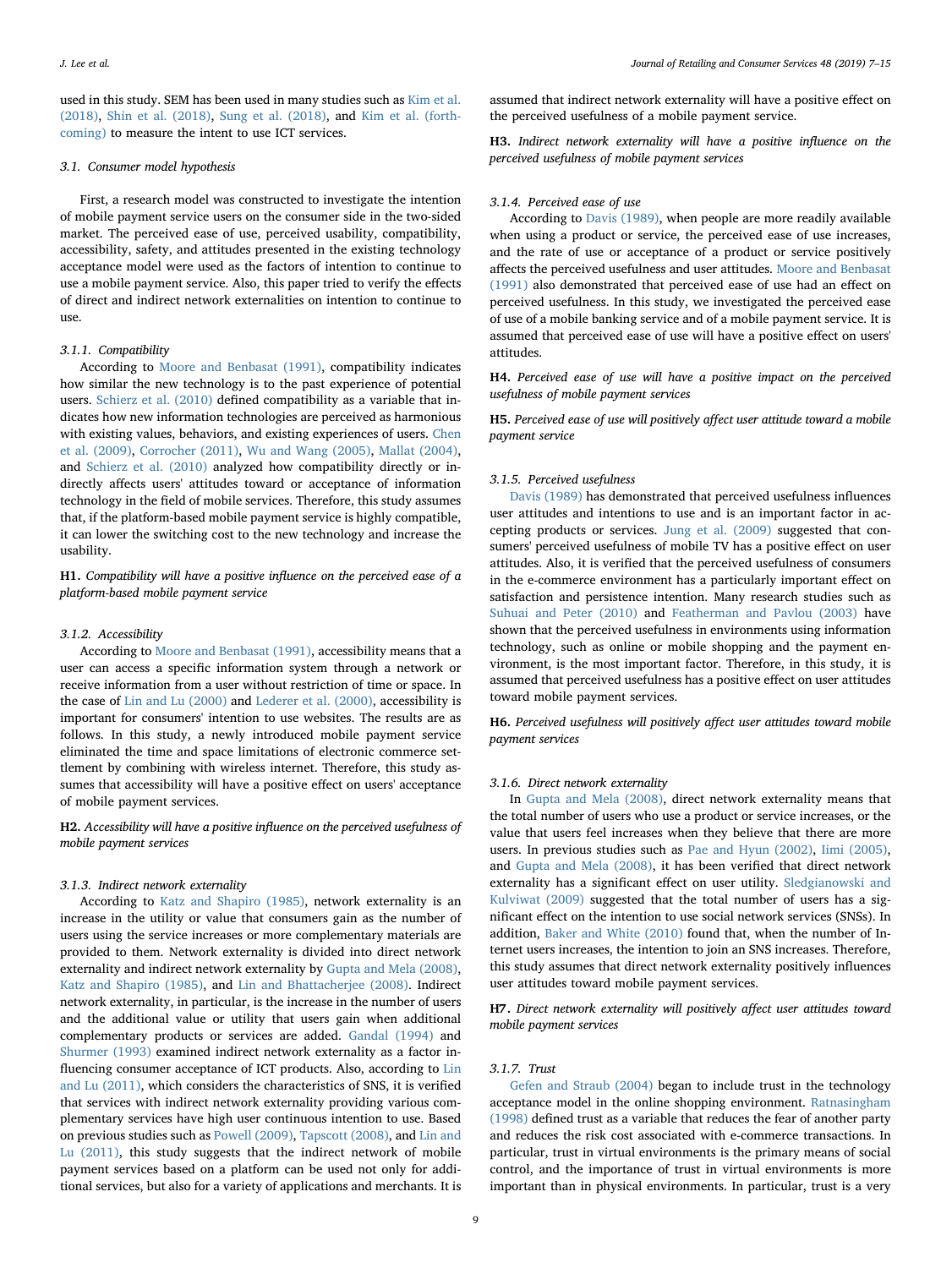used in this study. SEM has been used in many studies such as Kim et al. (2018), Shin et al. (2018), Sung et al. (2018), and Kim et al. (forthcoming) to measure the intent to use ICT services.

### 3.1. Consumer model hypothesis

First, a research model was constructed to investigate the intention of mobile payment service users on the consumer side in the two-sided market. The perceived ease of use, perceived usability, compatibility, accessibility, safety, and attitudes presented in the existing technology acceptance model were used as the factors of intention to continue to use a mobile payment service. Also, this paper tried to verify the effects of direct and indirect network externalities on intention to continue to use.

#### 3.1.1. Compatibility

According to Moore and Benbasat (1991), compatibility indicates how similar the new technology is to the past experience of potential users. Schierz et al. (2010) defined compatibility as a variable that indicates how new information technologies are perceived as harmonious with existing values, behaviors, and existing experiences of users. Chen et al. (2009), Corrocher (2011), Wu and Wang (2005), Mallat (2004), and Schierz et al. (2010) analyzed how compatibility directly or indirectly affects users' attitudes toward or acceptance of information technology in the field of mobile services. Therefore, this study assumes that, if the platform-based mobile payment service is highly compatible, it can lower the switching cost to the new technology and increase the usability.

**H1.** *Compatibility will have a positive influence on the perceived ease of a platform-based mobile payment service*

#### 3.1.2. Accessibility

According to Moore and Benbasat (1991), accessibility means that a user can access a specific information system through a network or receive information from a user without restriction of time or space. In the case of Lin and Lu (2000) and Lederer et al. (2000), accessibility is important for consumers' intention to use websites. The results are as follows. In this study, a newly introduced mobile payment service eliminated the time and space limitations of electronic commerce settlement by combining with wireless internet. Therefore, this study assumes that accessibility will have a positive effect on users' acceptance of mobile payment services.

**H2.** *Accessibility will have a positive influence on the perceived usefulness of mobile payment services*

#### 3.1.3. Indirect network externality

According to Katz and Shapiro (1985), network externality is an increase in the utility or value that consumers gain as the number of users using the service increases or more complementary materials are provided to them. Network externality is divided into direct network externality and indirect network externality by Gupta and Mela (2008), Katz and Shapiro (1985), and Lin and Bhattacherjee (2008). Indirect network externality, in particular, is the increase in the number of users and the additional value or utility that users gain when additional complementary products or services are added. Gandal (1994) and Shurmer (1993) examined indirect network externality as a factor influencing consumer acceptance of ICT products. Also, according to Lin and Lu (2011), which considers the characteristics of SNS, it is verified that services with indirect network externality providing various complementary services have high user continuous intention to use. Based on previous studies such as Powell (2009), Tapscott (2008), and Lin and Lu (2011), this study suggests that the indirect network of mobile payment services based on a platform can be used not only for additional services, but also for a variety of applications and merchants. It is assumed that indirect network externality will have a positive effect on the perceived usefulness of a mobile payment service.

**H3.** *Indirect network externality will have a positive influence on the perceived usefulness of mobile payment services*

#### 3.1.4. Perceived ease of use

According to Davis (1989), when people are more readily available when using a product or service, the perceived ease of use increases, and the rate of use or acceptance of a product or service positively affects the perceived usefulness and user attitudes. Moore and Benbasat (1991) also demonstrated that perceived ease of use had an effect on perceived usefulness. In this study, we investigated the perceived ease of use of a mobile banking service and of a mobile payment service. It is assumed that perceived ease of use will have a positive effect on users' attitudes.

**H4.** *Perceived ease of use will have a positive impact on the perceived usefulness of mobile payment services*

**H5.** *Perceived ease of use will positively affect user attitude toward a mobile payment service*

#### 3.1.5. Perceived usefulness

Davis (1989) has demonstrated that perceived usefulness influences user attitudes and intentions to use and is an important factor in accepting products or services. Jung et al. (2009) suggested that consumers' perceived usefulness of mobile TV has a positive effect on user attitudes. Also, it is verified that the perceived usefulness of consumers in the e-commerce environment has a particularly important effect on satisfaction and persistence intention. Many research studies such as Suhuai and Peter (2010) and Featherman and Pavlou (2003) have shown that the perceived usefulness in environments using information technology, such as online or mobile shopping and the payment environment, is the most important factor. Therefore, in this study, it is assumed that perceived usefulness has a positive effect on user attitudes toward mobile payment services.

**H6.** *Perceived usefulness will positively affect user attitudes toward mobile payment services*

#### 3.1.6. Direct network externality

In Gupta and Mela (2008), direct network externality means that the total number of users who use a product or service increases, or the value that users feel increases when they believe that there are more users. In previous studies such as Pae and Hyun (2002), Iimi (2005), and Gupta and Mela (2008), it has been verified that direct network externality has a significant effect on user utility. Sledgianowski and Kulviwat (2009) suggested that the total number of users has a significant effect on the intention to use social network services (SNSs). In addition, Baker and White (2010) found that, when the number of Internet users increases, the intention to join an SNS increases. Therefore, this study assumes that direct network externality positively influences user attitudes toward mobile payment services.

**H7.** *Direct network externality will positively affect user attitudes toward mobile payment services*

#### 3.1.7. Trust

Gefen and Straub (2004) began to include trust in the technology acceptance model in the online shopping environment. Ratnasingham (1998) defined trust as a variable that reduces the fear of another party and reduces the risk cost associated with e-commerce transactions. In particular, trust in virtual environments is the primary means of social control, and the importance of trust in virtual environments is more important than in physical environments. In particular, trust is a very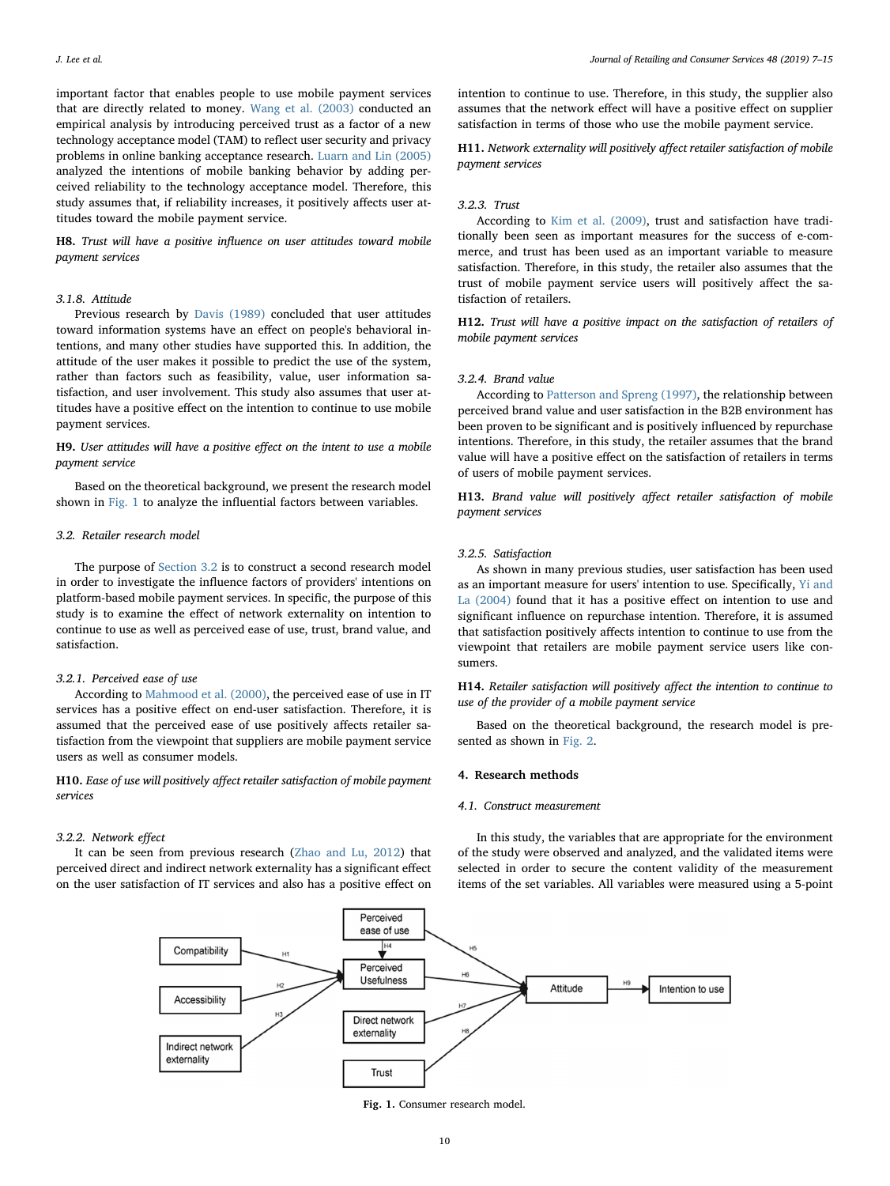important factor that enables people to use mobile payment services that are directly related to money. Wang et al. (2003) conducted an empirical analysis by introducing perceived trust as a factor of a new technology acceptance model (TAM) to reflect user security and privacy problems in online banking acceptance research. Luarn and Lin (2005) analyzed the intentions of mobile banking behavior by adding perceived reliability to the technology acceptance model. Therefore, this study assumes that, if reliability increases, it positively affects user attitudes toward the mobile payment service.

**H8.** *Trust will have a positive influence on user attitudes toward mobile payment services*

#### 3.1.8. Attitude

Previous research by Davis (1989) concluded that user attitudes toward information systems have an effect on people's behavioral intentions, and many other studies have supported this. In addition, the attitude of the user makes it possible to predict the use of the system, rather than factors such as feasibility, value, user information satisfaction, and user involvement. This study also assumes that user attitudes have a positive effect on the intention to continue to use mobile payment services.

**H9.** *User attitudes will have a positive effect on the intent to use a mobile payment service*

Based on the theoretical background, we present the research model shown in Fig. 1 to analyze the influential factors between variables.

### 3.2. Retailer research model

The purpose of Section 3.2 is to construct a second research model in order to investigate the influence factors of providers' intentions on platform-based mobile payment services. In specific, the purpose of this study is to examine the effect of network externality on intention to continue to use as well as perceived ease of use, trust, brand value, and satisfaction.

#### 3.2.1. Perceived ease of use

According to Mahmood et al. (2000), the perceived ease of use in IT services has a positive effect on end-user satisfaction. Therefore, it is assumed that the perceived ease of use positively affects retailer satisfaction from the viewpoint that suppliers are mobile payment service users as well as consumer models.

**H10.** *Ease of use will positively affect retailer satisfaction of mobile payment services*

#### 3.2.2. Network effect

It can be seen from previous research (Zhao and Lu, 2012) that perceived direct and indirect network externality has a significant effect on the user satisfaction of IT services and also has a positive effect on intention to continue to use. Therefore, in this study, the supplier also assumes that the network effect will have a positive effect on supplier satisfaction in terms of those who use the mobile payment service.

**H11.** *Network externality will positively affect retailer satisfaction of mobile payment services*

#### 3.2.3. Trust

According to Kim et al. (2009), trust and satisfaction have traditionally been seen as important measures for the success of e-commerce, and trust has been used as an important variable to measure satisfaction. Therefore, in this study, the retailer also assumes that the trust of mobile payment service users will positively affect the satisfaction of retailers.

**H12.** *Trust will have a positive impact on the satisfaction of retailers of mobile payment services*

#### 3.2.4. Brand value

According to Patterson and Spreng (1997), the relationship between perceived brand value and user satisfaction in the B2B environment has been proven to be significant and is positively influenced by repurchase intentions. Therefore, in this study, the retailer assumes that the brand value will have a positive effect on the satisfaction of retailers in terms of users of mobile payment services.

**H13.** *Brand value will positively affect retailer satisfaction of mobile payment services*

#### 3.2.5. Satisfaction

As shown in many previous studies, user satisfaction has been used as an important measure for users' intention to use. Specifically, Yi and La (2004) found that it has a positive effect on intention to use and significant influence on repurchase intention. Therefore, it is assumed that satisfaction positively affects intention to continue to use from the viewpoint that retailers are mobile payment service users like consumers.

**H14.** *Retailer satisfaction will positively affect the intention to continue to use of the provider of a mobile payment service*

Based on the theoretical background, the research model is presented as shown in Fig. 2.

## 4. Research methods

### 4.1. Construct measurement

In this study, the variables that are appropriate for the environment of the study were observed and analyzed, and the validated items were selected in order to secure the content validity of the measurement items of the set variables. All variables were measured using a 5-point

**Fig. 1.** Consumer research model.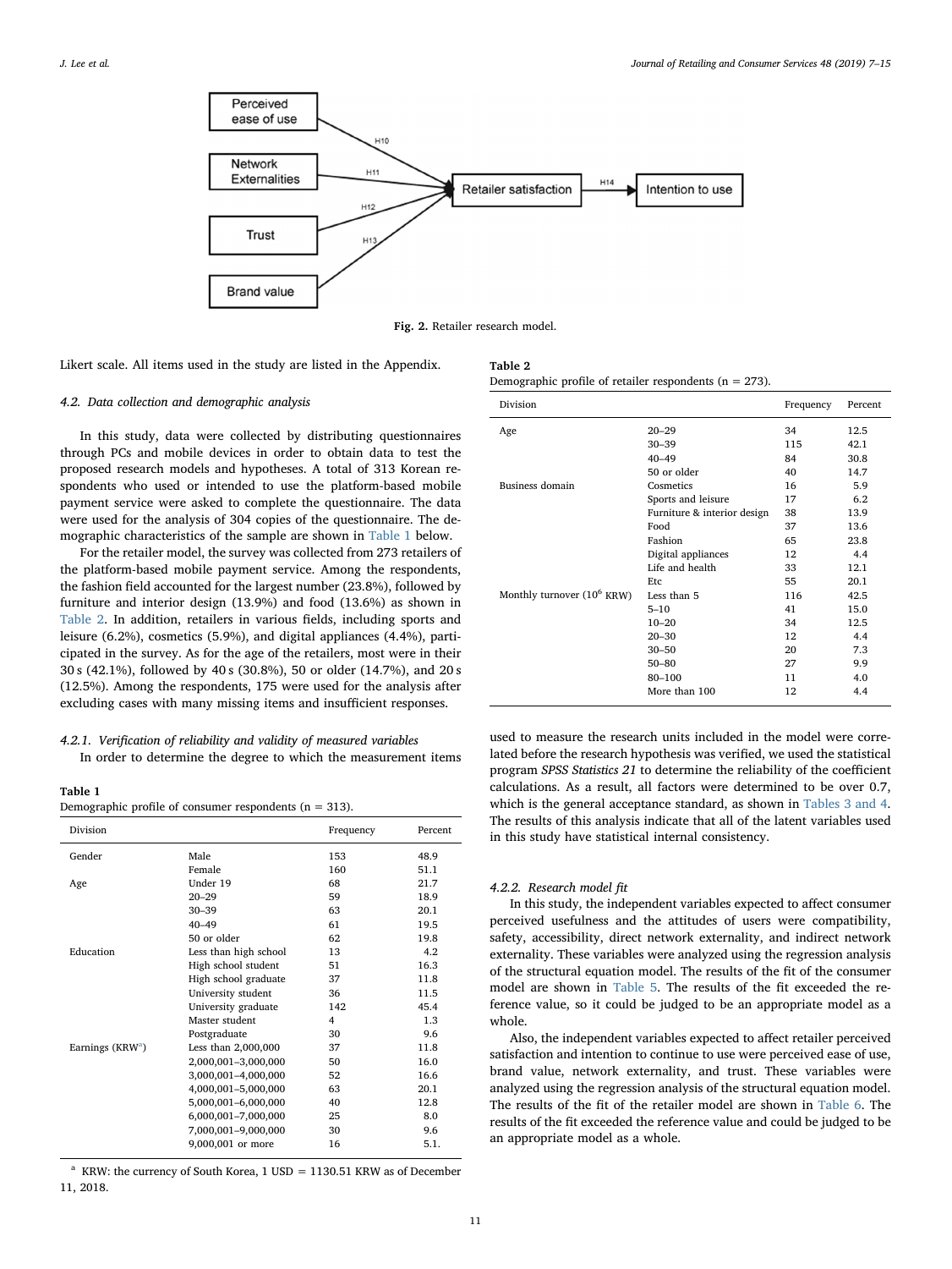Fig. 2. Retailer research model.

Likert scale. All items used in the study are listed in the Appendix.

### 4.2. Data collection and demographic analysis

In this study, data were collected by distributing questionnaires through PCs and mobile devices in order to obtain data to test the proposed research models and hypotheses. A total of 313 Korean respondents who used or intended to use the platform-based mobile payment service were asked to complete the questionnaire. The data were used for the analysis of 304 copies of the questionnaire. The demographic characteristics of the sample are shown in Table 1 below.

For the retailer model, the survey was collected from 273 retailers of the platform-based mobile payment service. Among the respondents, the fashion field accounted for the largest number (23.8%), followed by furniture and interior design (13.9%) and food (13.6%) as shown in Table 2. In addition, retailers in various fields, including sports and leisure (6.2%), cosmetics (5.9%), and digital appliances (4.4%), participated in the survey. As for the age of the retailers, most were in their 30 s (42.1%), followed by 40 s (30.8%), 50 or older (14.7%), and 20 s (12.5%). Among the respondents, 175 were used for the analysis after excluding cases with many missing items and insufficient responses.

#### 4.2.1. Verification of reliability and validity of measured variables

In order to determine the degree to which the measurement items used to measure the research units included in the model were correlated before the research hypothesis was verified, we used the statistical program *SPSS Statistics 21* to determine the reliability of the coefficient calculations. As a result, all factors were determined to be over 0.7, which is the general acceptance standard, as shown in Tables 3 and 4. The results of this analysis indicate that all of the latent variables used in this study have statistical internal consistency.

**Table 1**
Demographic profile of consumer respondents (n = 313).

| Division | | Frequency | Percent |
|---|---|---|---|
| Gender | Male | 153 | 48.9 |
| | Female | 160 | 51.1 |
| Age | Under 19 | 68 | 21.7 |
| | 20–29 | 59 | 18.9 |
| | 30–39 | 63 | 20.1 |
| | 40–49 | 61 | 19.5 |
| | 50 or older | 62 | 19.8 |
| Education | Less than high school | 13 | 4.2 |
| | High school student | 51 | 16.3 |
| | High school graduate | 37 | 11.8 |
| | University student | 36 | 11.5 |
| | University graduate | 142 | 45.4 |
| | Master student | 4 | 1.3 |
| | Postgraduate | 30 | 9.6 |
| Earnings (KRW[a]) | Less than 2,000,000 | 37 | 11.8 |
| | 2,000,001–3,000,000 | 50 | 16.0 |
| | 3,000,001–4,000,000 | 52 | 16.6 |
| | 4,000,001–5,000,000 | 63 | 20.1 |
| | 5,000,001–6,000,000 | 40 | 12.8 |
| | 6,000,001–7,000,000 | 25 | 8.0 |
| | 7,000,001–9,000,000 | 30 | 9.6 |
| | 9,000,001 or more | 16 | 5.1. |

[a] KRW: the currency of South Korea, 1 USD = 1130.51 KRW as of December 11, 2018.

**Table 2**
Demographic profile of retailer respondents (n = 273).

| Division | | Frequency | Percent |
|---|---|---|---|
| Age | 20–29 | 34 | 12.5 |
| | 30–39 | 115 | 42.1 |
| | 40–49 | 84 | 30.8 |
| | 50 or older | 40 | 14.7 |
| Business domain | Cosmetics | 16 | 5.9 |
| | Sports and leisure | 17 | 6.2 |
| | Furniture & interior design | 38 | 13.9 |
| | Food | 37 | 13.6 |
| | Fashion | 65 | 23.8 |
| | Digital appliances | 12 | 4.4 |
| | Life and health | 33 | 12.1 |
| | Etc | 55 | 20.1 |
| Monthly turnover ($10^6$ KRW) | Less than 5 | 116 | 42.5 |
| | 5–10 | 41 | 15.0 |
| | 10–20 | 34 | 12.5 |
| | 20–30 | 12 | 4.4 |
| | 30–50 | 20 | 7.3 |
| | 50–80 | 27 | 9.9 |
| | 80–100 | 11 | 4.0 |
| | More than 100 | 12 | 4.4 |

#### 4.2.2. Research model fit

In this study, the independent variables expected to affect consumer perceived usefulness and the attitudes of users were compatibility, safety, accessibility, direct network externality, and indirect network externality. These variables were analyzed using the regression analysis of the structural equation model. The results of the fit of the consumer model are shown in Table 5. The results of the fit exceeded the reference value, so it could be judged to be an appropriate model as a whole.

Also, the independent variables expected to affect retailer perceived satisfaction and intention to continue to use were perceived ease of use, brand value, network externality, and trust. These variables were analyzed using the regression analysis of the structural equation model. The results of the fit of the retailer model are shown in Table 6. The results of the fit exceeded the reference value and could be judged to be an appropriate model as a whole.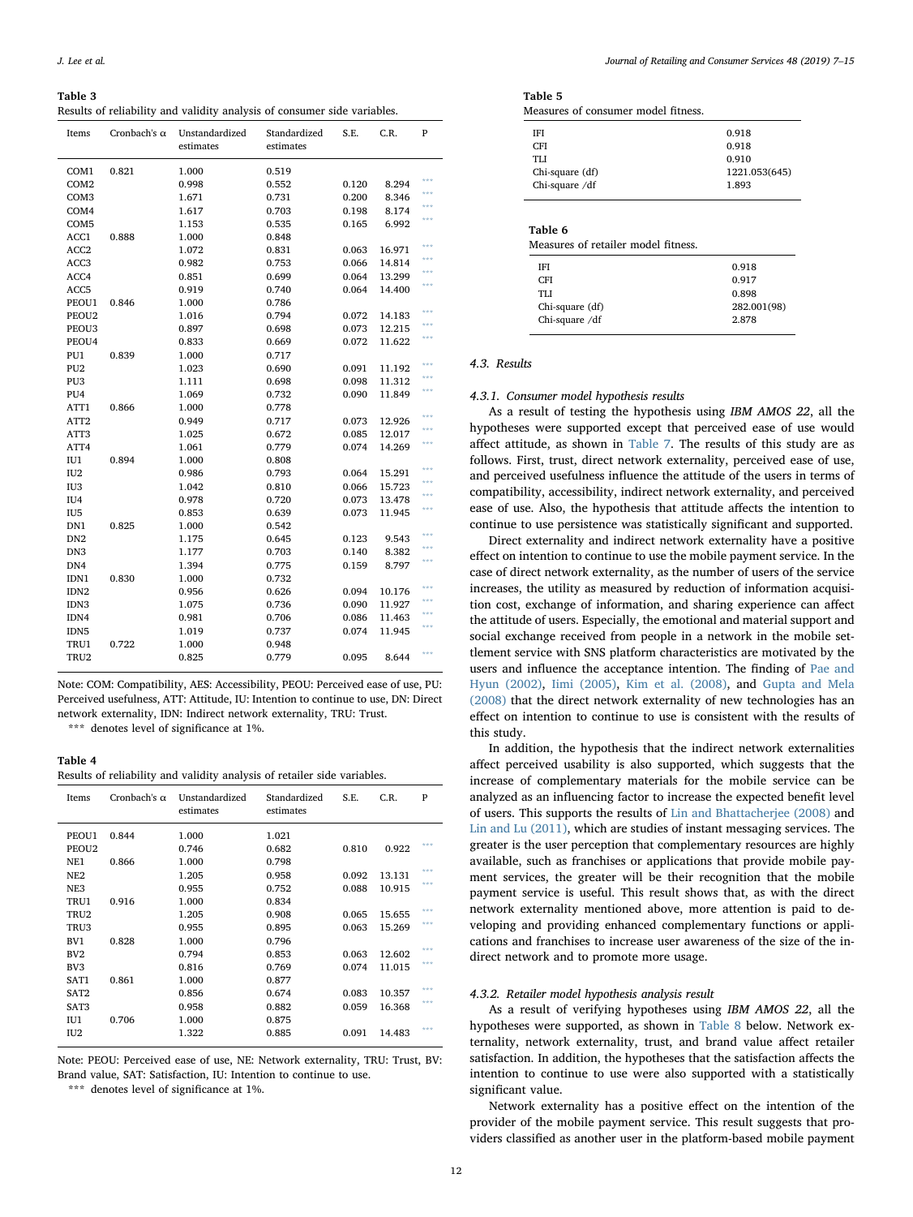**Table 3**
Results of reliability and validity analysis of consumer side variables.

| Items | Cronbach's α | Unstandardized estimates | Standardized estimates | S.E. | C.R. | P |
|---|---|---|---|---|---|---|
| COM1 | 0.821 | 1.000 | 0.519 | | | |
| COM2 | | 0.998 | 0.552 | 0.120 | 8.294 | *** |
| COM3 | | 1.671 | 0.731 | 0.200 | 8.346 | *** |
| COM4 | | 1.617 | 0.703 | 0.198 | 8.174 | *** |
| COM5 | | 1.153 | 0.535 | 0.165 | 6.992 | *** |
| ACC1 | 0.888 | 1.000 | 0.848 | | | |
| ACC2 | | 1.072 | 0.831 | 0.063 | 16.971 | *** |
| ACC3 | | 0.982 | 0.753 | 0.066 | 14.814 | *** |
| ACC4 | | 0.851 | 0.699 | 0.064 | 13.299 | *** |
| ACC5 | | 0.919 | 0.740 | 0.064 | 14.400 | *** |
| PEOU1 | 0.846 | 1.000 | 0.786 | | | |
| PEOU2 | | 1.016 | 0.794 | 0.072 | 14.183 | *** |
| PEOU3 | | 0.897 | 0.698 | 0.073 | 12.215 | *** |
| PEOU4 | | 0.833 | 0.669 | 0.072 | 11.622 | *** |
| PU1 | 0.839 | 1.000 | 0.717 | | | |
| PU2 | | 1.023 | 0.690 | 0.091 | 11.192 | *** |
| PU3 | | 1.111 | 0.698 | 0.098 | 11.312 | *** |
| PU4 | | 1.069 | 0.732 | 0.090 | 11.849 | *** |
| ATT1 | 0.866 | 1.000 | 0.778 | | | |
| ATT2 | | 0.949 | 0.717 | 0.073 | 12.926 | *** |
| ATT3 | | 1.025 | 0.672 | 0.085 | 12.017 | *** |
| ATT4 | | 1.061 | 0.779 | 0.074 | 14.269 | *** |
| IU1 | 0.894 | 1.000 | 0.808 | | | |
| IU2 | | 0.986 | 0.793 | 0.064 | 15.291 | *** |
| IU3 | | 1.042 | 0.810 | 0.066 | 15.723 | *** |
| IU4 | | 0.978 | 0.720 | 0.073 | 13.478 | *** |
| IU5 | | 0.853 | 0.639 | 0.073 | 11.945 | *** |
| DN1 | 0.825 | 1.000 | 0.542 | | | |
| DN2 | | 1.175 | 0.645 | 0.123 | 9.543 | *** |
| DN3 | | 1.177 | 0.703 | 0.140 | 8.382 | *** |
| DN4 | | 1.394 | 0.775 | 0.159 | 8.797 | *** |
| IDN1 | 0.830 | 1.000 | 0.732 | | | |
| IDN2 | | 0.956 | 0.626 | 0.094 | 10.176 | *** |
| IDN3 | | 1.075 | 0.736 | 0.090 | 11.927 | *** |
| IDN4 | | 0.981 | 0.706 | 0.086 | 11.463 | *** |
| IDN5 | | 1.019 | 0.737 | 0.074 | 11.945 | *** |
| TRU1 | 0.722 | 1.000 | 0.948 | | | |
| TRU2 | | 0.825 | 0.779 | 0.095 | 8.644 | *** |

Note: COM: Compatibility, AES: Accessibility, PEOU: Perceived ease of use, PU: Perceived usefulness, ATT: Attitude, IU: Intention to continue to use, DN: Direct network externality, IDN: Indirect network externality, TRU: Trust.
*** denotes level of significance at 1%.

**Table 4**
Results of reliability and validity analysis of retailer side variables.

| Items | Cronbach's α | Unstandardized estimates | Standardized estimates | S.E. | C.R. | P |
|---|---|---|---|---|---|---|
| PEOU1 | 0.844 | 1.000 | 1.021 | | | |
| PEOU2 | | 0.746 | 0.682 | 0.810 | 0.922 | *** |
| NE1 | 0.866 | 1.000 | 0.798 | | | |
| NE2 | | 1.205 | 0.958 | 0.092 | 13.131 | *** |
| NE3 | | 0.955 | 0.752 | 0.088 | 10.915 | *** |
| TRU1 | 0.916 | 1.000 | 0.834 | | | |
| TRU2 | | 1.205 | 0.908 | 0.065 | 15.655 | *** |
| TRU3 | | 0.955 | 0.895 | 0.063 | 15.269 | *** |
| BV1 | 0.828 | 1.000 | 0.796 | | | |
| BV2 | | 0.794 | 0.853 | 0.063 | 12.602 | *** |
| BV3 | | 0.816 | 0.769 | 0.074 | 11.015 | *** |
| SAT1 | 0.861 | 1.000 | 0.877 | | | |
| SAT2 | | 0.856 | 0.674 | 0.083 | 10.357 | *** |
| SAT3 | | 0.958 | 0.882 | 0.059 | 16.368 | *** |
| IU1 | 0.706 | 1.000 | 0.875 | | | |
| IU2 | | 1.322 | 0.885 | 0.091 | 14.483 | *** |

Note: PEOU: Perceived ease of use, NE: Network externality, TRU: Trust, BV: Brand value, SAT: Satisfaction, IU: Intention to continue to use.
*** denotes level of significance at 1%.

**Table 5**
Measures of consumer model fitness.

| | |
|---|---|
| IFI | 0.918 |
| CFI | 0.918 |
| TLI | 0.910 |
| Chi-square (df) | 1221.053(645) |
| Chi-square /df | 1.893 |

**Table 6**
Measures of retailer model fitness.

| | |
|---|---|
| IFI | 0.918 |
| CFI | 0.917 |
| TLI | 0.898 |
| Chi-square (df) | 282.001(98) |
| Chi-square /df | 2.878 |

### 4.3. Results

#### 4.3.1. Consumer model hypothesis results

As a result of testing the hypothesis using *IBM AMOS 22*, all the hypotheses were supported except that perceived ease of use would affect attitude, as shown in Table 7. The results of this study are as follows. First, trust, direct network externality, perceived ease of use, and perceived usefulness influence the attitude of the users in terms of compatibility, accessibility, indirect network externality, and perceived ease of use. Also, the hypothesis that attitude affects the intention to continue to use persistence was statistically significant and supported.

Direct externality and indirect network externality have a positive effect on intention to continue to use the mobile payment service. In the case of direct network externality, as the number of users of the service increases, the utility as measured by reduction of information acquisition cost, exchange of information, and sharing experience can affect the attitude of users. Especially, the emotional and material support and social exchange received from people in a network in the mobile settlement service with SNS platform characteristics are motivated by the users and influence the acceptance intention. The finding of Pae and Hyun (2002), Iimi (2005), Kim et al. (2008), and Gupta and Mela (2008) that the direct network externality of new technologies has an effect on intention to continue to use is consistent with the results of this study.

In addition, the hypothesis that the indirect network externalities affect perceived usability is also supported, which suggests that the increase of complementary materials for the mobile service can be analyzed as an influencing factor to increase the expected benefit level of users. This supports the results of Lin and Bhattacherjee (2008) and Lin and Lu (2011), which are studies of instant messaging services. The greater is the user perception that complementary resources are highly available, such as franchises or applications that provide mobile payment services, the greater will be their recognition that the mobile payment service is useful. This result shows that, as with the direct network externality mentioned above, more attention is paid to developing and providing enhanced complementary functions or applications and franchises to increase user awareness of the size of the indirect network and to promote more usage.

#### 4.3.2. Retailer model hypothesis analysis result

As a result of verifying hypotheses using *IBM AMOS 22*, all the hypotheses were supported, as shown in Table 8 below. Network externality, network externality, trust, and brand value affect retailer satisfaction. In addition, the hypotheses that the satisfaction affects the intention to continue to use were also supported with a statistically significant value.

Network externality has a positive effect on the intention of the provider of the mobile payment service. This result suggests that providers classified as another user in the platform-based mobile payment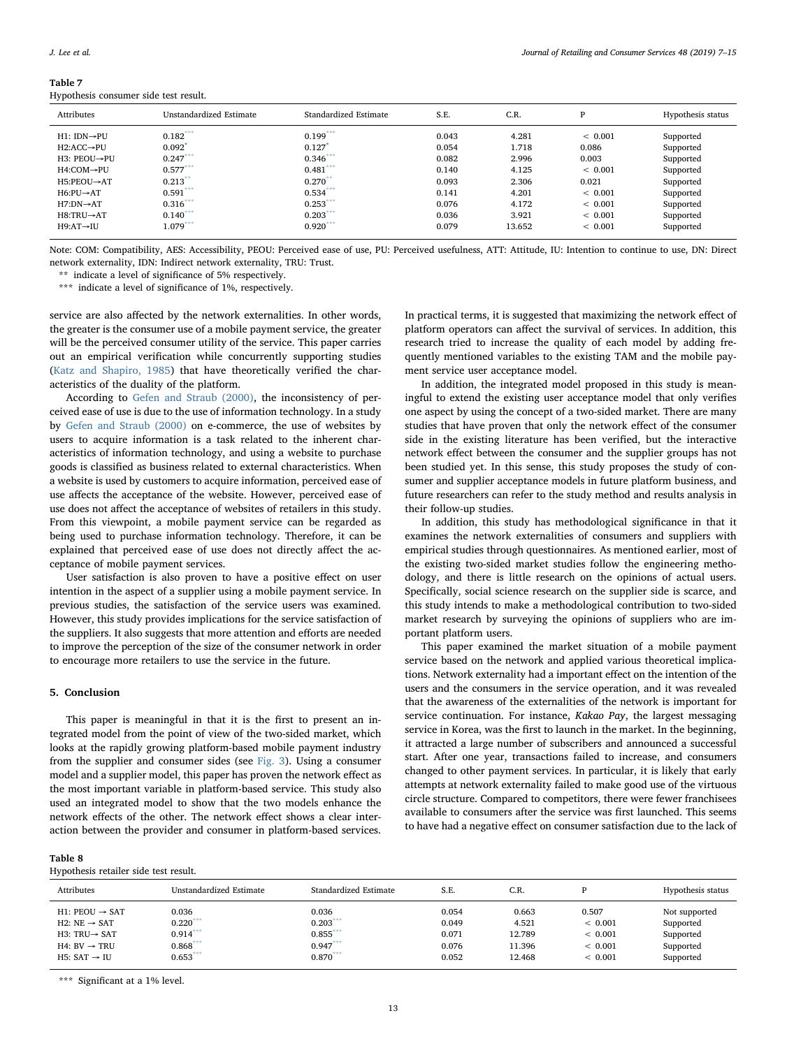**Table 7**
Hypothesis consumer side test result.

| Attributes | Unstandardized Estimate | Standardized Estimate | S.E. | C.R. | P | Hypothesis status |
|---|---|---|---|---|---|---|
| H1: IDN→PU | 0.182*** | 0.199*** | 0.043 | 4.281 | < 0.001 | Supported |
| H2:ACC→PU | 0.092* | 0.127* | 0.054 | 1.718 | 0.086 | Supported |
| H3: PEOU→PU | 0.247*** | 0.346*** | 0.082 | 2.996 | 0.003 | Supported |
| H4:COM→PU | 0.577*** | 0.481*** | 0.140 | 4.125 | < 0.001 | Supported |
| H5:PEOU→AT | 0.213** | 0.270** | 0.093 | 2.306 | 0.021 | Supported |
| H6:PU→AT | 0.591*** | 0.534*** | 0.141 | 4.201 | < 0.001 | Supported |
| H7:DN→AT | 0.316*** | 0.253*** | 0.076 | 4.172 | < 0.001 | Supported |
| H8:TRU→AT | 0.140*** | 0.203*** | 0.036 | 3.921 | < 0.001 | Supported |
| H9:AT→IU | 1.079*** | 0.920*** | 0.079 | 13.652 | < 0.001 | Supported |

Note: COM: Compatibility, AES: Accessibility, PEOU: Perceived ease of use, PU: Perceived usefulness, ATT: Attitude, IU: Intention to continue to use, DN: Direct network externality, IDN: Indirect network externality, TRU: Trust.

** indicate a level of significance of 5% respectively.

*** indicate a level of significance of 1%, respectively.

service are also affected by the network externalities. In other words, the greater is the consumer use of a mobile payment service, the greater will be the perceived consumer utility of the service. This paper carries out an empirical verification while concurrently supporting studies (Katz and Shapiro, 1985) that have theoretically verified the characteristics of the duality of the platform.

According to Gefen and Straub (2000), the inconsistency of perceived ease of use is due to the use of information technology. In a study by Gefen and Straub (2000) on e-commerce, the use of websites by users to acquire information is a task related to the inherent characteristics of information technology, and using a website to purchase goods is classified as business related to external characteristics. When a website is used by customers to acquire information, perceived ease of use affects the acceptance of the website. However, perceived ease of use does not affect the acceptance of websites of retailers in this study. From this viewpoint, a mobile payment service can be regarded as being used to purchase information technology. Therefore, it can be explained that perceived ease of use does not directly affect the acceptance of mobile payment services.

User satisfaction is also proven to have a positive effect on user intention in the aspect of a supplier using a mobile payment service. In previous studies, the satisfaction of the service users was examined. However, this study provides implications for the service satisfaction of the suppliers. It also suggests that more attention and efforts are needed to improve the perception of the size of the consumer network in order to encourage more retailers to use the service in the future.

## 5. Conclusion

This paper is meaningful in that it is the first to present an integrated model from the point of view of the two-sided market, which looks at the rapidly growing platform-based mobile payment industry from the supplier and consumer sides (see Fig. 3). Using a consumer model and a supplier model, this paper has proven the network effect as the most important variable in platform-based service. This study also used an integrated model to show that the two models enhance the network effects of the other. The network effect shows a clear interaction between the provider and consumer in platform-based services. In practical terms, it is suggested that maximizing the network effect of platform operators can affect the survival of services. In addition, this research tried to increase the quality of each model by adding frequently mentioned variables to the existing TAM and the mobile payment service user acceptance model.

In addition, the integrated model proposed in this study is meaningful to extend the existing user acceptance model that only verifies one aspect by using the concept of a two-sided market. There are many studies that have proven that only the network effect of the consumer side in the existing literature has been verified, but the interactive network effect between the consumer and the supplier groups has not been studied yet. In this sense, this study proposes the study of consumer and supplier acceptance models in future platform business, and future researchers can refer to the study method and results analysis in their follow-up studies.

In addition, this study has methodological significance in that it examines the network externalities of consumers and suppliers with empirical studies through questionnaires. As mentioned earlier, most of the existing two-sided market studies follow the engineering methodology, and there is little research on the opinions of actual users. Specifically, social science research on the supplier side is scarce, and this study intends to make a methodological contribution to two-sided market research by surveying the opinions of suppliers who are important platform users.

This paper examined the market situation of a mobile payment service based on the network and applied various theoretical implications. Network externality had a important effect on the intention of the users and the consumers in the service operation, and it was revealed that the awareness of the externalities of the network is important for service continuation. For instance, *Kakao Pay*, the largest messaging service in Korea, was the first to launch in the market. In the beginning, it attracted a large number of subscribers and announced a successful start. After one year, transactions failed to increase, and consumers changed to other payment services. In particular, it is likely that early attempts at network externality failed to make good use of the virtuous circle structure. Compared to competitors, there were fewer franchisees available to consumers after the service was first launched. This seems to have had a negative effect on consumer satisfaction due to the lack of

**Table 8**
Hypothesis retailer side test result.

| Attributes | Unstandardized Estimate | Standardized Estimate | S.E. | C.R. | P | Hypothesis status |
|---|---|---|---|---|---|---|
| H1: PEOU → SAT | 0.036 | 0.036 | 0.054 | 0.663 | 0.507 | Not supported |
| H2: NE → SAT | 0.220*** | 0.203*** | 0.049 | 4.521 | < 0.001 | Supported |
| H3: TRU→ SAT | 0.914*** | 0.855*** | 0.071 | 12.789 | < 0.001 | Supported |
| H4: BV → TRU | 0.868*** | 0.947*** | 0.076 | 11.396 | < 0.001 | Supported |
| H5: SAT → IU | 0.653*** | 0.870*** | 0.052 | 12.468 | < 0.001 | Supported |

*** Significant at a 1% level.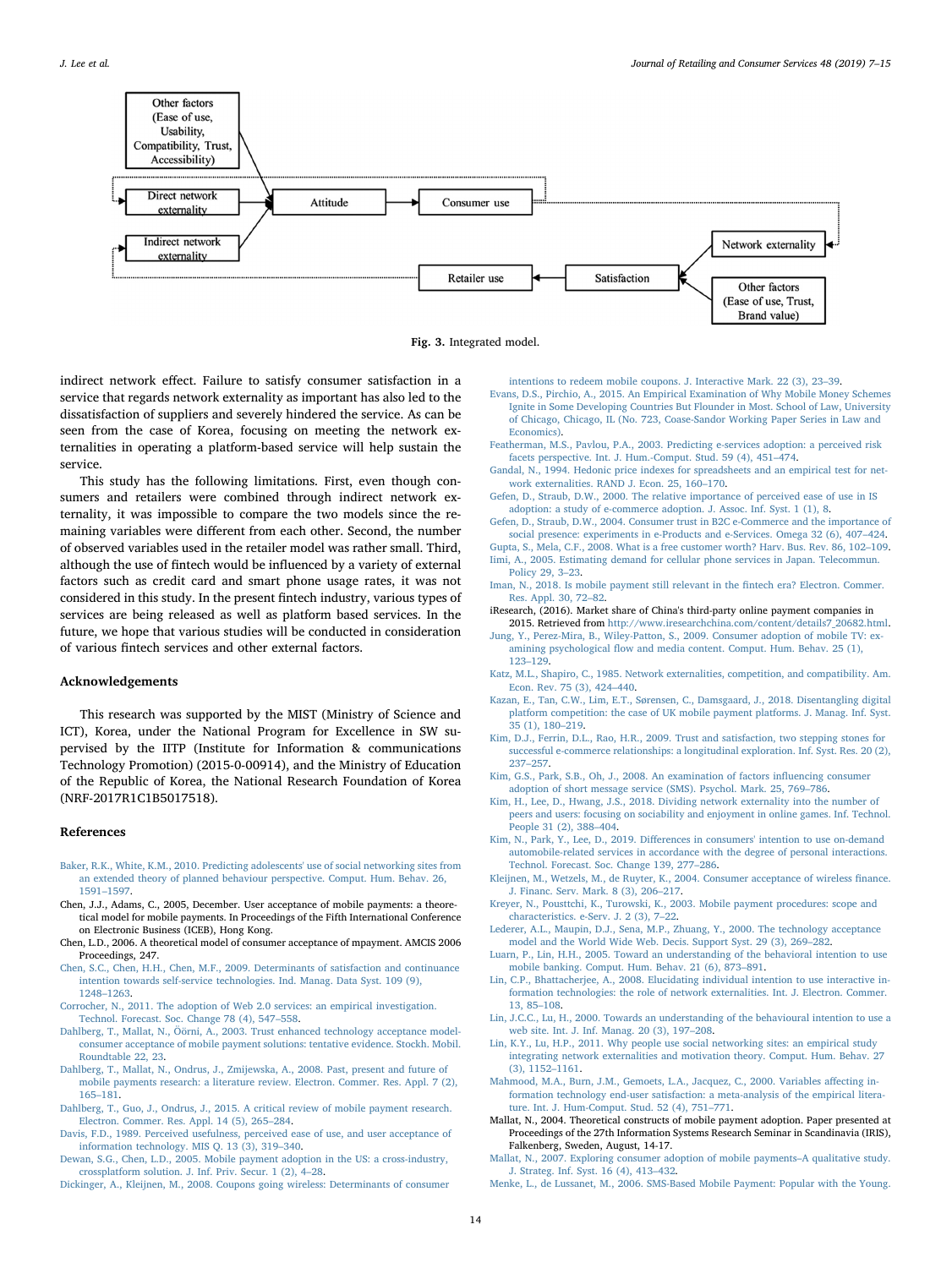Fig. 3. Integrated model.

indirect network effect. Failure to satisfy consumer satisfaction in a service that regards network externality as important has also led to the dissatisfaction of suppliers and severely hindered the service. As can be seen from the case of Korea, focusing on meeting the network externalities in operating a platform-based service will help sustain the service.

This study has the following limitations. First, even though consumers and retailers were combined through indirect network externality, it was impossible to compare the two models since the remaining variables were different from each other. Second, the number of observed variables used in the retailer model was rather small. Third, although the use of fintech would be influenced by a variety of external factors such as credit card and smart phone usage rates, it was not considered in this study. In the present fintech industry, various types of services are being released as well as platform based services. In the future, we hope that various studies will be conducted in consideration of various fintech services and other external factors.

## Acknowledgements

This research was supported by the MIST (Ministry of Science and ICT), Korea, under the National Program for Excellence in SW supervised by the IITP (Institute for Information & communications Technology Promotion) (2015-0-00914), and the Ministry of Education of the Republic of Korea, the National Research Foundation of Korea (NRF-2017R1C1B5017518).

## References

Baker, R.K., White, K.M., 2010. Predicting adolescents' use of social networking sites from an extended theory of planned behaviour perspective. Comput. Hum. Behav. 26, 1591–1597.

Chen, J.J., Adams, C., 2005, December. User acceptance of mobile payments: a theoretical model for mobile payments. In Proceedings of the Fifth International Conference on Electronic Business (ICEB), Hong Kong.

Chen, L.D., 2006. A theoretical model of consumer acceptance of mpayment. AMCIS 2006 Proceedings, 247.

Chen, S.C., Chen, H.H., Chen, M.F., 2009. Determinants of satisfaction and continuance intention towards self-service technologies. Ind. Manag. Data Syst. 109 (9), 1248–1263.

Corrocher, N., 2011. The adoption of Web 2.0 services: an empirical investigation. Technol. Forecast. Soc. Change 78 (4), 547–558.

Dahlberg, T., Mallat, N., Öörni, A., 2003. Trust enhanced technology acceptance model-consumer acceptance of mobile payment solutions: tentative evidence. Stockh. Mobil. Roundtable 22, 23.

Dahlberg, T., Mallat, N., Ondrus, J., Zmijewska, A., 2008. Past, present and future of mobile payments research: a literature review. Electron. Commer. Res. Appl. 7 (2), 165–181.

Dahlberg, T., Guo, J., Ondrus, J., 2015. A critical review of mobile payment research. Electron. Commer. Res. Appl. 14 (5), 265–284.

Davis, F.D., 1989. Perceived usefulness, perceived ease of use, and user acceptance of information technology. MIS Q. 13 (3), 319–340.

Dewan, S.G., Chen, L.D., 2005. Mobile payment adoption in the US: a cross-industry, crossplatform solution. J. Inf. Priv. Secur. 1 (2), 4–28.

Dickinger, A., Kleijnen, M., 2008. Coupons going wireless: Determinants of consumer intentions to redeem mobile coupons. J. Interactive Mark. 22 (3), 23–39.

Evans, D.S., Pirchio, A., 2015. An Empirical Examination of Why Mobile Money Schemes Ignite in Some Developing Countries But Flounder in Most. School of Law, University of Chicago, Chicago, IL (No. 723, Coase-Sandor Working Paper Series in Law and Economics).

Featherman, M.S., Pavlou, P.A., 2003. Predicting e-services adoption: a perceived risk facets perspective. Int. J. Hum.-Comput. Stud. 59 (4), 451–474.

Gandal, N., 1994. Hedonic price indexes for spreadsheets and an empirical test for network externalities. RAND J. Econ. 25, 160–170.

Gefen, D., Straub, D.W., 2000. The relative importance of perceived ease of use in IS adoption: a study of e-commerce adoption. J. Assoc. Inf. Syst. 1 (1), 8.

Gefen, D., Straub, D.W., 2004. Consumer trust in B2C e-Commerce and the importance of social presence: experiments in e-Products and e-Services. Omega 32 (6), 407–424.

Gupta, S., Mela, C.F., 2008. What is a free customer worth? Harv. Bus. Rev. 86, 102–109.

Iimi, A., 2005. Estimating demand for cellular phone services in Japan. Telecommun. Policy 29, 3–23.

Iman, N., 2018. Is mobile payment still relevant in the fintech era? Electron. Commer. Res. Appl. 30, 72–82.

iResearch, (2016). Market share of China's third-party online payment companies in 2015. Retrieved from http://www.iresearchchina.com/content/details7_20682.html.

Jung, Y., Perez-Mira, B., Wiley-Patton, S., 2009. Consumer adoption of mobile TV: examining psychological flow and media content. Comput. Hum. Behav. 25 (1), 123–129.

Katz, M.L., Shapiro, C., 1985. Network externalities, competition, and compatibility. Am. Econ. Rev. 75 (3), 424–440.

Kazan, E., Tan, C.W., Lim, E.T., Sørensen, C., Damsgaard, J., 2018. Disentangling digital platform competition: the case of UK mobile payment platforms. J. Manag. Inf. Syst. 35 (1), 180–219.

Kim, D.J., Ferrin, D.L., Rao, H.R., 2009. Trust and satisfaction, two stepping stones for successful e-commerce relationships: a longitudinal exploration. Inf. Syst. Res. 20 (2), 237–257.

Kim, G.S., Park, S.B., Oh, J., 2008. An examination of factors influencing consumer adoption of short message service (SMS). Psychol. Mark. 25, 769–786.

Kim, H., Lee, D., Hwang, J.S., 2018. Dividing network externality into the number of peers and users: focusing on sociability and enjoyment in online games. Inf. Technol. People 31 (2), 388–404.

Kim, N., Park, Y., Lee, D., 2019. Differences in consumers' intention to use on-demand automobile-related services in accordance with the degree of personal interactions. Technol. Forecast. Soc. Change 139, 277–286.

Kleijnen, M., Wetzels, M., de Ruyter, K., 2004. Consumer acceptance of wireless finance. J. Financ. Serv. Mark. 8 (3), 206–217.

Kreyer, N., Pousttchi, K., Turowski, K., 2003. Mobile payment procedures: scope and characteristics. e-Serv. J. 2 (3), 7–22.

Lederer, A.L., Maupin, D.J., Sena, M.P., Zhuang, Y., 2000. The technology acceptance model and the World Wide Web. Decis. Support Syst. 29 (3), 269–282.

Luarn, P., Lin, H.H., 2005. Toward an understanding of the behavioral intention to use mobile banking. Comput. Hum. Behav. 21 (6), 873–891.

Lin, C.P., Bhattacherjee, A., 2008. Elucidating individual intention to use interactive information technologies: the role of network externalities. Int. J. Electron. Commer. 13, 85–108.

Lin, J.C.C., Lu, H., 2000. Towards an understanding of the behavioural intention to use a web site. Int. J. Inf. Manag. 20 (3), 197–208.

Lin, K.Y., Lu, H.P., 2011. Why people use social networking sites: an empirical study integrating network externalities and motivation theory. Comput. Hum. Behav. 27 (3), 1152–1161.

Mahmood, M.A., Burn, J.M., Gemoets, L.A., Jacquez, C., 2000. Variables affecting information technology end-user satisfaction: a meta-analysis of the empirical literature. Int. J. Hum-Comput. Stud. 52 (4), 751–771.

Mallat, N., 2004. Theoretical constructs of mobile payment adoption. Paper presented at Proceedings of the 27th Information Systems Research Seminar in Scandinavia (IRIS), Falkenberg, Sweden, August, 14-17.

Mallat, N., 2007. Exploring consumer adoption of mobile payments–A qualitative study. J. Strateg. Inf. Syst. 16 (4), 413–432.

Menke, L., de Lussanet, M., 2006. SMS-Based Mobile Payment: Popular with the Young.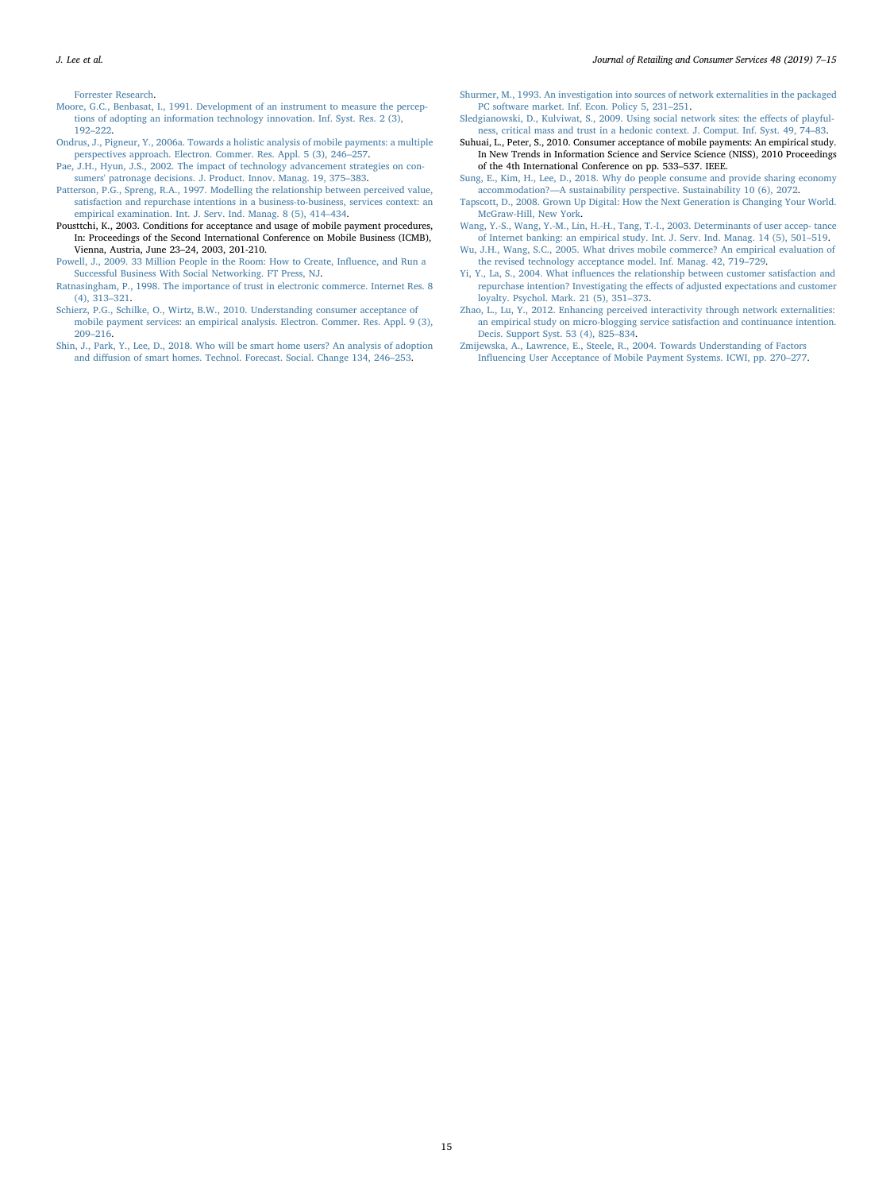Forrester Research.

Moore, G.C., Benbasat, I., 1991. Development of an instrument to measure the perceptions of adopting an information technology innovation. Inf. Syst. Res. 2 (3), 192–222.

Ondrus, J., Pigneur, Y., 2006a. Towards a holistic analysis of mobile payments: a multiple perspectives approach. Electron. Commer. Res. Appl. 5 (3), 246–257.

Pae, J.H., Hyun, J.S., 2002. The impact of technology advancement strategies on consumers' patronage decisions. J. Product. Innov. Manag. 19, 375–383.

Patterson, P.G., Spreng, R.A., 1997. Modelling the relationship between perceived value, satisfaction and repurchase intentions in a business-to-business, services context: an empirical examination. Int. J. Serv. Ind. Manag. 8 (5), 414–434.

Pousttchi, K., 2003. Conditions for acceptance and usage of mobile payment procedures, In: Proceedings of the Second International Conference on Mobile Business (ICMB), Vienna, Austria, June 23–24, 2003, 201-210.

Powell, J., 2009. 33 Million People in the Room: How to Create, Influence, and Run a Successful Business With Social Networking. FT Press, NJ.

Ratnasingham, P., 1998. The importance of trust in electronic commerce. Internet Res. 8 (4), 313–321.

Schierz, P.G., Schilke, O., Wirtz, B.W., 2010. Understanding consumer acceptance of mobile payment services: an empirical analysis. Electron. Commer. Res. Appl. 9 (3), 209–216.

Shin, J., Park, Y., Lee, D., 2018. Who will be smart home users? An analysis of adoption and diffusion of smart homes. Technol. Forecast. Social. Change 134, 246–253.

Shurmer, M., 1993. An investigation into sources of network externalities in the packaged PC software market. Inf. Econ. Policy 5, 231–251.

Sledgianowski, D., Kulviwat, S., 2009. Using social network sites: the effects of playfulness, critical mass and trust in a hedonic context. J. Comput. Inf. Syst. 49, 74–83.

Suhuai, L., Peter, S., 2010. Consumer acceptance of mobile payments: An empirical study. In New Trends in Information Science and Service Science (NISS), 2010 Proceedings of the 4th International Conference on pp. 533–537. IEEE.

Sung, E., Kim, H., Lee, D., 2018. Why do people consume and provide sharing economy accommodation?—A sustainability perspective. Sustainability 10 (6), 2072.

Tapscott, D., 2008. Grown Up Digital: How the Next Generation is Changing Your World. McGraw-Hill, New York.

Wang, Y.-S., Wang, Y.-M., Lin, H.-H., Tang, T.-I., 2003. Determinants of user accep- tance of Internet banking: an empirical study. Int. J. Serv. Ind. Manag. 14 (5), 501–519.

Wu, J.H., Wang, S.C., 2005. What drives mobile commerce? An empirical evaluation of the revised technology acceptance model. Inf. Manag. 42, 719–729.

Yi, Y., La, S., 2004. What influences the relationship between customer satisfaction and repurchase intention? Investigating the effects of adjusted expectations and customer loyalty. Psychol. Mark. 21 (5), 351–373.

Zhao, L., Lu, Y., 2012. Enhancing perceived interactivity through network externalities: an empirical study on micro-blogging service satisfaction and continuance intention. Decis. Support Syst. 53 (4), 825–834.

Zmijewska, A., Lawrence, E., Steele, R., 2004. Towards Understanding of Factors Influencing User Acceptance of Mobile Payment Systems. ICWI, pp. 270–277.